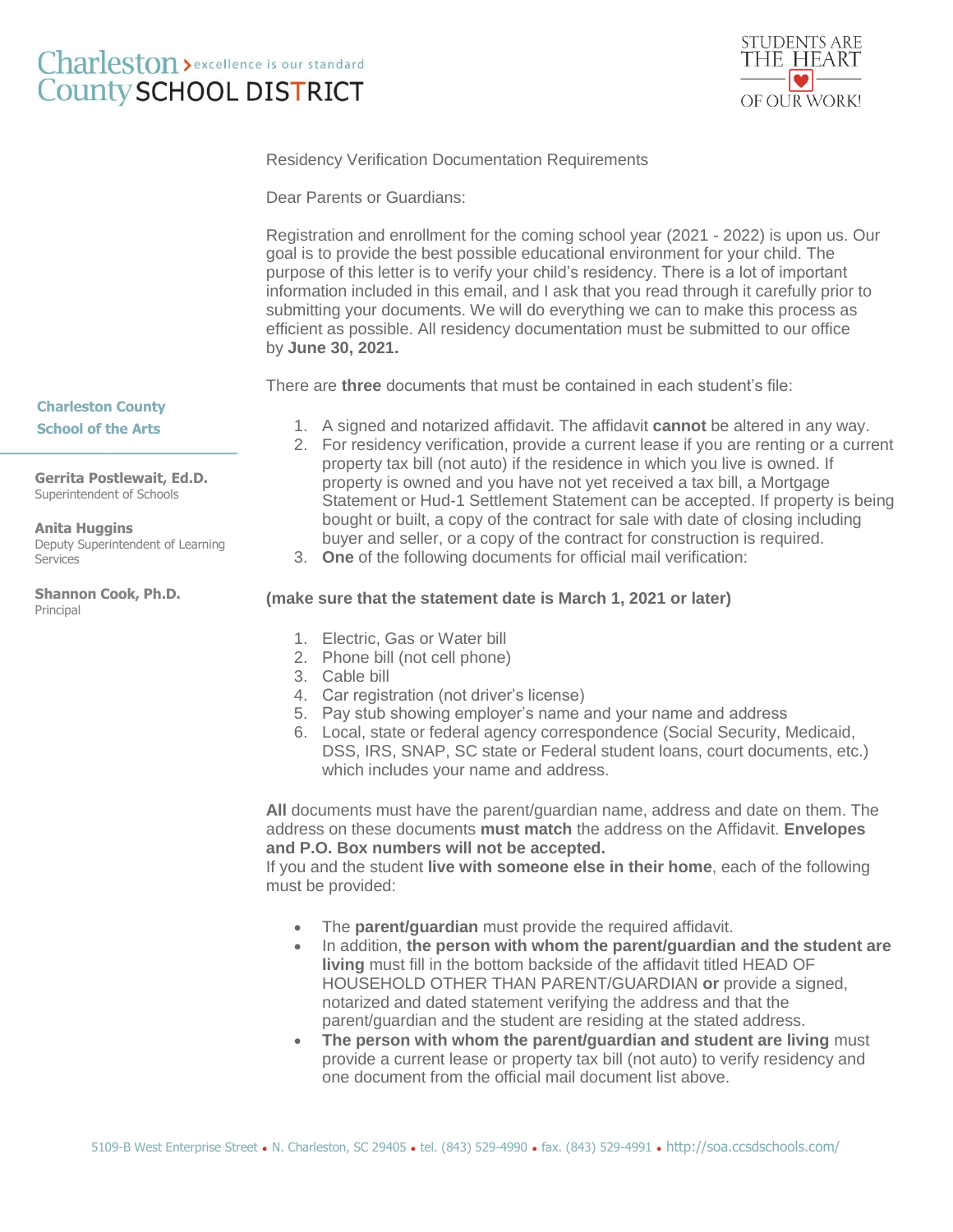Charleston County SCHOOL DISTRICT — excellence is our standard

STUDENTS ARE THE HEART OF OUR WORK!

**Charleston County School of the Arts**

**Gerrita Postlewait, Ed.D.**
Superintendent of Schools

**Anita Huggins**
Deputy Superintendent of Learning Services

**Shannon Cook, Ph.D.**
Principal

Residency Verification Documentation Requirements

Dear Parents or Guardians:

Registration and enrollment for the coming school year (2021 - 2022) is upon us. Our goal is to provide the best possible educational environment for your child. The purpose of this letter is to verify your child's residency. There is a lot of important information included in this email, and I ask that you read through it carefully prior to submitting your documents. We will do everything we can to make this process as efficient as possible. All residency documentation must be submitted to our office by **June 30, 2021.**

There are **three** documents that must be contained in each student's file:

1. A signed and notarized affidavit. The affidavit **cannot** be altered in any way.
2. For residency verification, provide a current lease if you are renting or a current property tax bill (not auto) if the residence in which you live is owned. If property is owned and you have not yet received a tax bill, a Mortgage Statement or Hud-1 Settlement Statement can be accepted. If property is being bought or built, a copy of the contract for sale with date of closing including buyer and seller, or a copy of the contract for construction is required.
3. **One** of the following documents for official mail verification:

**(make sure that the statement date is March 1, 2021 or later)**

1. Electric, Gas or Water bill
2. Phone bill (not cell phone)
3. Cable bill
4. Car registration (not driver's license)
5. Pay stub showing employer's name and your name and address
6. Local, state or federal agency correspondence (Social Security, Medicaid, DSS, IRS, SNAP, SC state or Federal student loans, court documents, etc.) which includes your name and address.

**All** documents must have the parent/guardian name, address and date on them. The address on these documents **must match** the address on the Affidavit. **Envelopes and P.O. Box numbers will not be accepted.**
If you and the student **live with someone else in their home**, each of the following must be provided:

- The **parent/guardian** must provide the required affidavit.
- In addition, **the person with whom the parent/guardian and the student are living** must fill in the bottom backside of the affidavit titled HEAD OF HOUSEHOLD OTHER THAN PARENT/GUARDIAN **or** provide a signed, notarized and dated statement verifying the address and that the parent/guardian and the student are residing at the stated address.
- **The person with whom the parent/guardian and student are living** must provide a current lease or property tax bill (not auto) to verify residency and one document from the official mail document list above.

5109-B West Enterprise Street • N. Charleston, SC 29405 • tel. (843) 529-4990 • fax. (843) 529-4991 • http://soa.ccsdschools.com/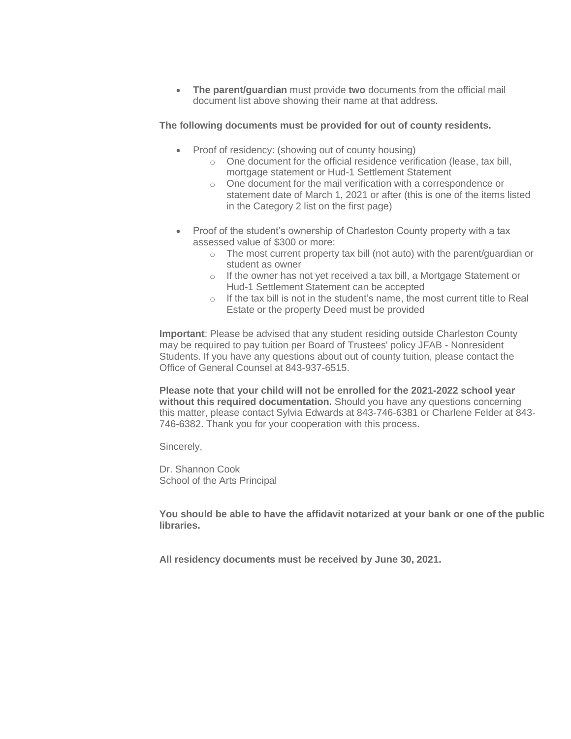- **The parent/guardian** must provide **two** documents from the official mail document list above showing their name at that address.

**The following documents must be provided for out of county residents.**

- Proof of residency: (showing out of county housing)
  - One document for the official residence verification (lease, tax bill, mortgage statement or Hud-1 Settlement Statement
  - One document for the mail verification with a correspondence or statement date of March 1, 2021 or after (this is one of the items listed in the Category 2 list on the first page)

- Proof of the student's ownership of Charleston County property with a tax assessed value of $300 or more:
  - The most current property tax bill (not auto) with the parent/guardian or student as owner
  - If the owner has not yet received a tax bill, a Mortgage Statement or Hud-1 Settlement Statement can be accepted
  - If the tax bill is not in the student's name, the most current title to Real Estate or the property Deed must be provided

**Important**: Please be advised that any student residing outside Charleston County may be required to pay tuition per Board of Trustees' policy JFAB - Nonresident Students. If you have any questions about out of county tuition, please contact the Office of General Counsel at 843-937-6515.

**Please note that your child will not be enrolled for the 2021-2022 school year without this required documentation.** Should you have any questions concerning this matter, please contact Sylvia Edwards at 843-746-6381 or Charlene Felder at 843-746-6382. Thank you for your cooperation with this process.

Sincerely,

Dr. Shannon Cook
School of the Arts Principal

**You should be able to have the affidavit notarized at your bank or one of the public libraries.**

**All residency documents must be received by June 30, 2021.**